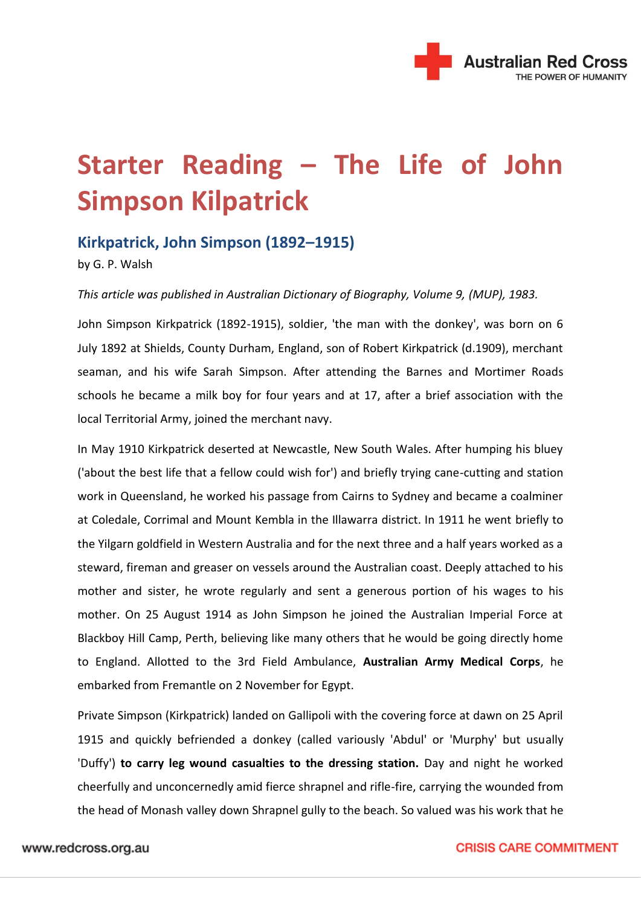# Starter Reading – The Life of John Simpson Kilpatrick

## Kirkpatrick, John Simpson (1892–1915)

by G. P. Walsh

*This article was published in Australian Dictionary of Biography, Volume 9, (MUP), 1983.*

John Simpson Kirkpatrick (1892-1915), soldier, 'the man with the donkey', was born on 6 July 1892 at Shields, County Durham, England, son of Robert Kirkpatrick (d.1909), merchant seaman, and his wife Sarah Simpson. After attending the Barnes and Mortimer Roads schools he became a milk boy for four years and at 17, after a brief association with the local Territorial Army, joined the merchant navy.

In May 1910 Kirkpatrick deserted at Newcastle, New South Wales. After humping his bluey ('about the best life that a fellow could wish for') and briefly trying cane-cutting and station work in Queensland, he worked his passage from Cairns to Sydney and became a coalminer at Coledale, Corrimal and Mount Kembla in the Illawarra district. In 1911 he went briefly to the Yilgarn goldfield in Western Australia and for the next three and a half years worked as a steward, fireman and greaser on vessels around the Australian coast. Deeply attached to his mother and sister, he wrote regularly and sent a generous portion of his wages to his mother. On 25 August 1914 as John Simpson he joined the Australian Imperial Force at Blackboy Hill Camp, Perth, believing like many others that he would be going directly home to England. Allotted to the 3rd Field Ambulance, **Australian Army Medical Corps**, he embarked from Fremantle on 2 November for Egypt.

Private Simpson (Kirkpatrick) landed on Gallipoli with the covering force at dawn on 25 April 1915 and quickly befriended a donkey (called variously 'Abdul' or 'Murphy' but usually 'Duffy') **to carry leg wound casualties to the dressing station.** Day and night he worked cheerfully and unconcernedly amid fierce shrapnel and rifle-fire, carrying the wounded from the head of Monash valley down Shrapnel gully to the beach. So valued was his work that he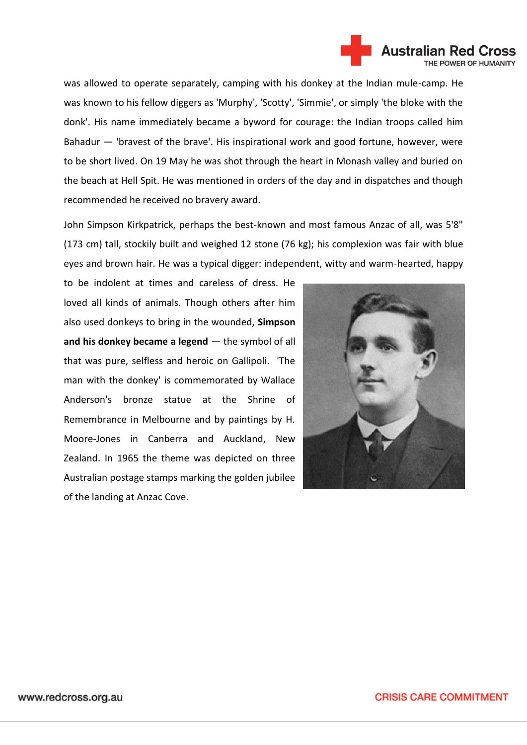was allowed to operate separately, camping with his donkey at the Indian mule-camp. He was known to his fellow diggers as 'Murphy', 'Scotty', 'Simmie', or simply 'the bloke with the donk'. His name immediately became a byword for courage: the Indian troops called him Bahadur — 'bravest of the brave'. His inspirational work and good fortune, however, were to be short lived. On 19 May he was shot through the heart in Monash valley and buried on the beach at Hell Spit. He was mentioned in orders of the day and in dispatches and though recommended he received no bravery award.

John Simpson Kirkpatrick, perhaps the best-known and most famous Anzac of all, was 5'8" (173 cm) tall, stockily built and weighed 12 stone (76 kg); his complexion was fair with blue eyes and brown hair. He was a typical digger: independent, witty and warm-hearted, happy to be indolent at times and careless of dress. He loved all kinds of animals. Though others after him also used donkeys to bring in the wounded, **Simpson and his donkey became a legend** — the symbol of all that was pure, selfless and heroic on Gallipoli. 'The man with the donkey' is commemorated by Wallace Anderson's bronze statue at the Shrine of Remembrance in Melbourne and by paintings by H. Moore-Jones in Canberra and Auckland, New Zealand. In 1965 the theme was depicted on three Australian postage stamps marking the golden jubilee of the landing at Anzac Cove.